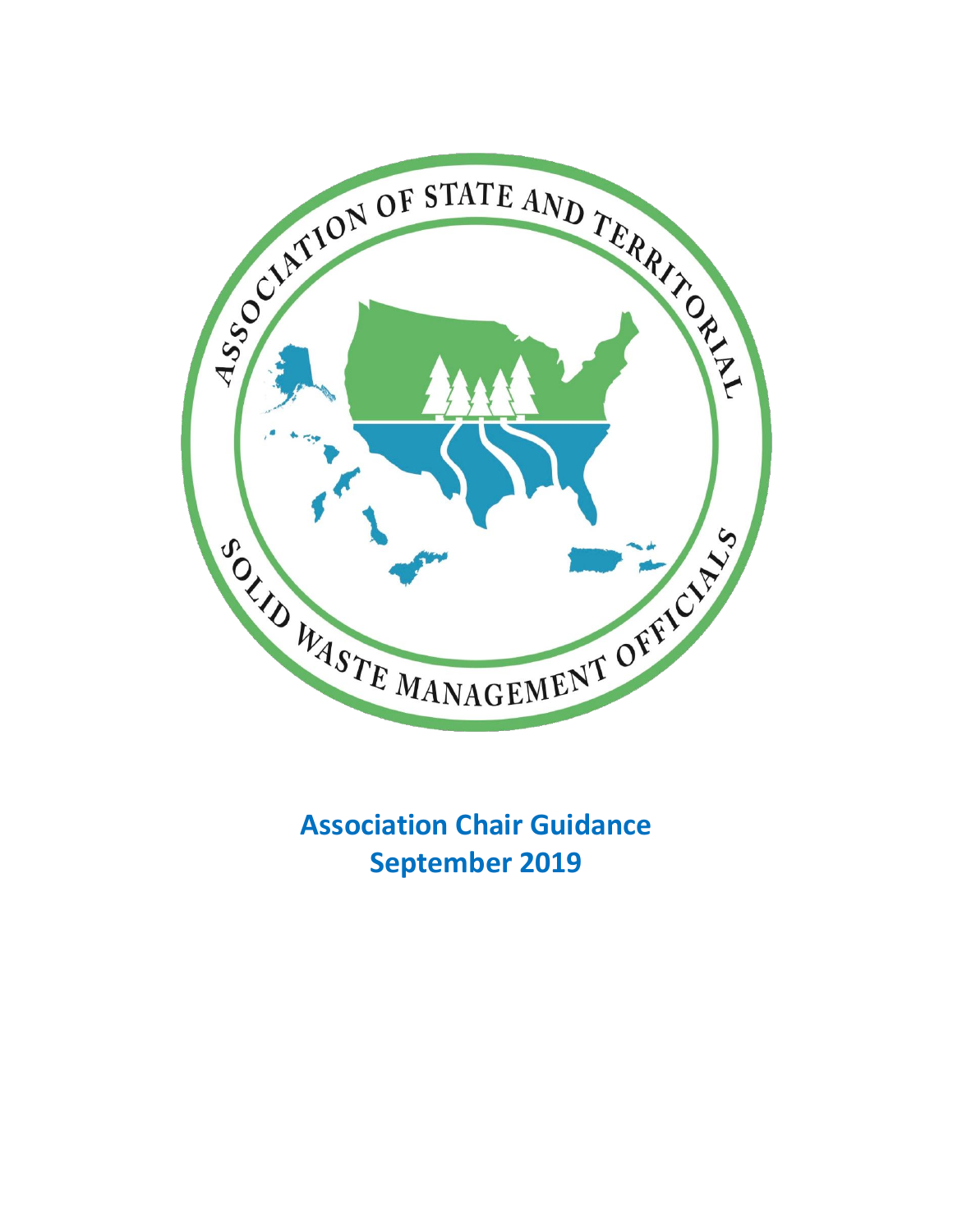# Association Chair Guidance
## September 2019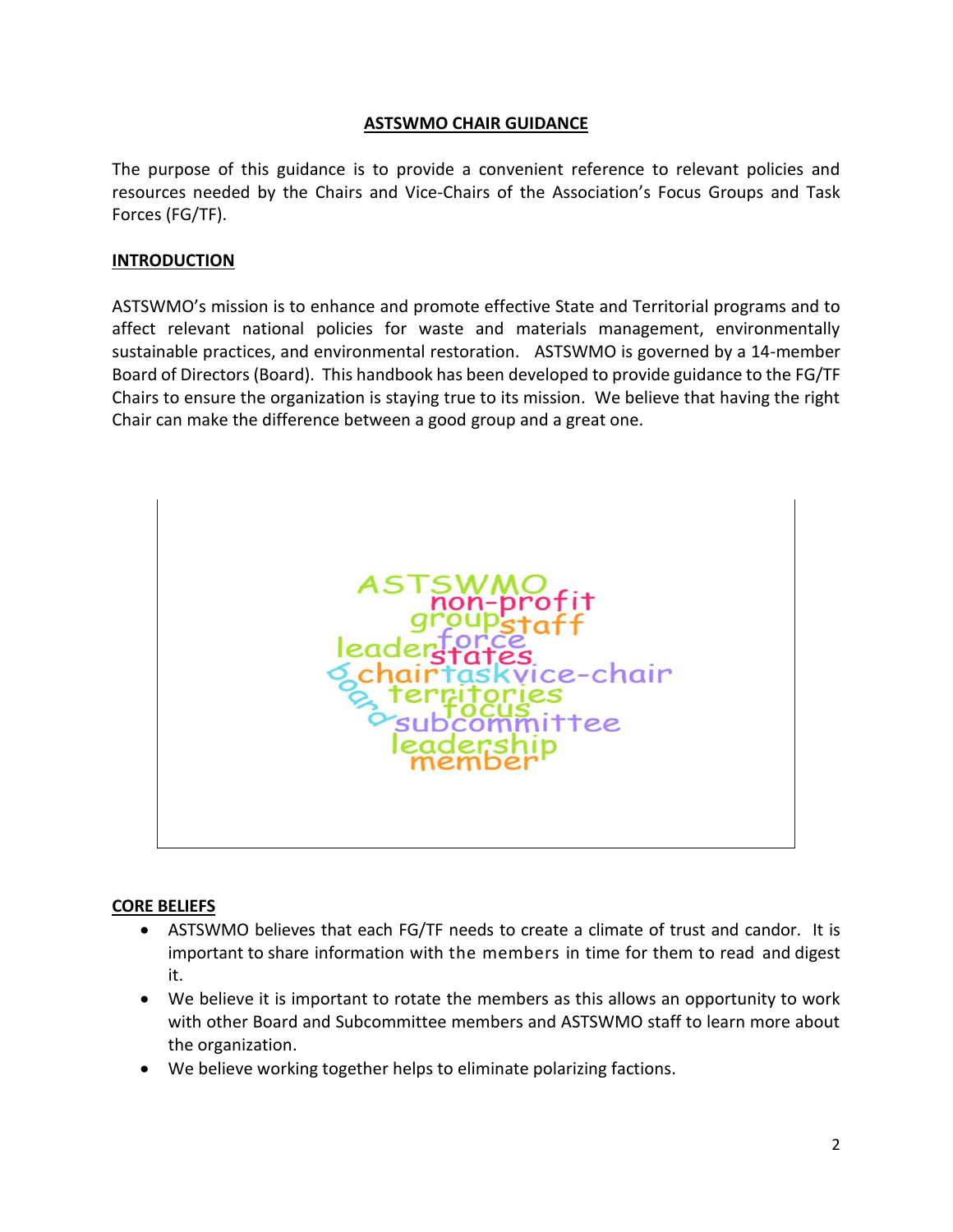# ASTSWMO CHAIR GUIDANCE

The purpose of this guidance is to provide a convenient reference to relevant policies and resources needed by the Chairs and Vice-Chairs of the Association's Focus Groups and Task Forces (FG/TF).

## INTRODUCTION

ASTSWMO's mission is to enhance and promote effective State and Territorial programs and to affect relevant national policies for waste and materials management, environmentally sustainable practices, and environmental restoration. ASTSWMO is governed by a 14-member Board of Directors (Board). This handbook has been developed to provide guidance to the FG/TF Chairs to ensure the organization is staying true to its mission. We believe that having the right Chair can make the difference between a good group and a great one.

## CORE BELIEFS

- ASTSWMO believes that each FG/TF needs to create a climate of trust and candor. It is important to share information with the members in time for them to read and digest it.
- We believe it is important to rotate the members as this allows an opportunity to work with other Board and Subcommittee members and ASTSWMO staff to learn more about the organization.
- We believe working together helps to eliminate polarizing factions.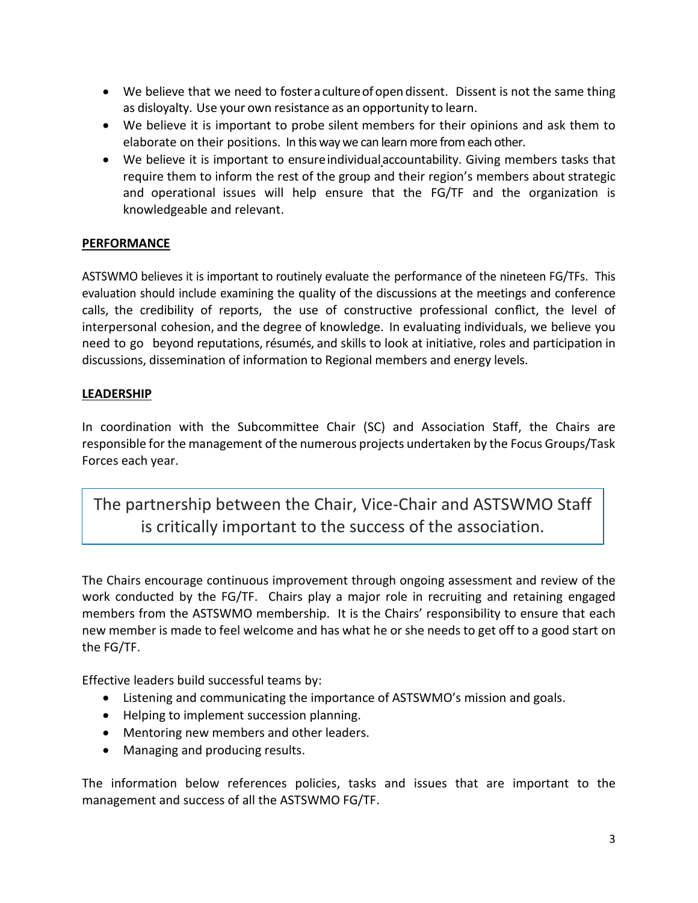- We believe that we need to foster a culture of open dissent. Dissent is not the same thing as disloyalty. Use your own resistance as an opportunity to learn.
- We believe it is important to probe silent members for their opinions and ask them to elaborate on their positions. In this way we can learn more from each other.
- We believe it is important to ensure individual accountability. Giving members tasks that require them to inform the rest of the group and their region's members about strategic and operational issues will help ensure that the FG/TF and the organization is knowledgeable and relevant.

## PERFORMANCE

ASTSWMO believes it is important to routinely evaluate the performance of the nineteen FG/TFs. This evaluation should include examining the quality of the discussions at the meetings and conference calls, the credibility of reports, the use of constructive professional conflict, the level of interpersonal cohesion, and the degree of knowledge. In evaluating individuals, we believe you need to go beyond reputations, résumés, and skills to look at initiative, roles and participation in discussions, dissemination of information to Regional members and energy levels.

## LEADERSHIP

In coordination with the Subcommittee Chair (SC) and Association Staff, the Chairs are responsible for the management of the numerous projects undertaken by the Focus Groups/Task Forces each year.

> The partnership between the Chair, Vice-Chair and ASTSWMO Staff is critically important to the success of the association.

The Chairs encourage continuous improvement through ongoing assessment and review of the work conducted by the FG/TF. Chairs play a major role in recruiting and retaining engaged members from the ASTSWMO membership. It is the Chairs' responsibility to ensure that each new member is made to feel welcome and has what he or she needs to get off to a good start on the FG/TF.

Effective leaders build successful teams by:

- Listening and communicating the importance of ASTSWMO's mission and goals.
- Helping to implement succession planning.
- Mentoring new members and other leaders.
- Managing and producing results.

The information below references policies, tasks and issues that are important to the management and success of all the ASTSWMO FG/TF.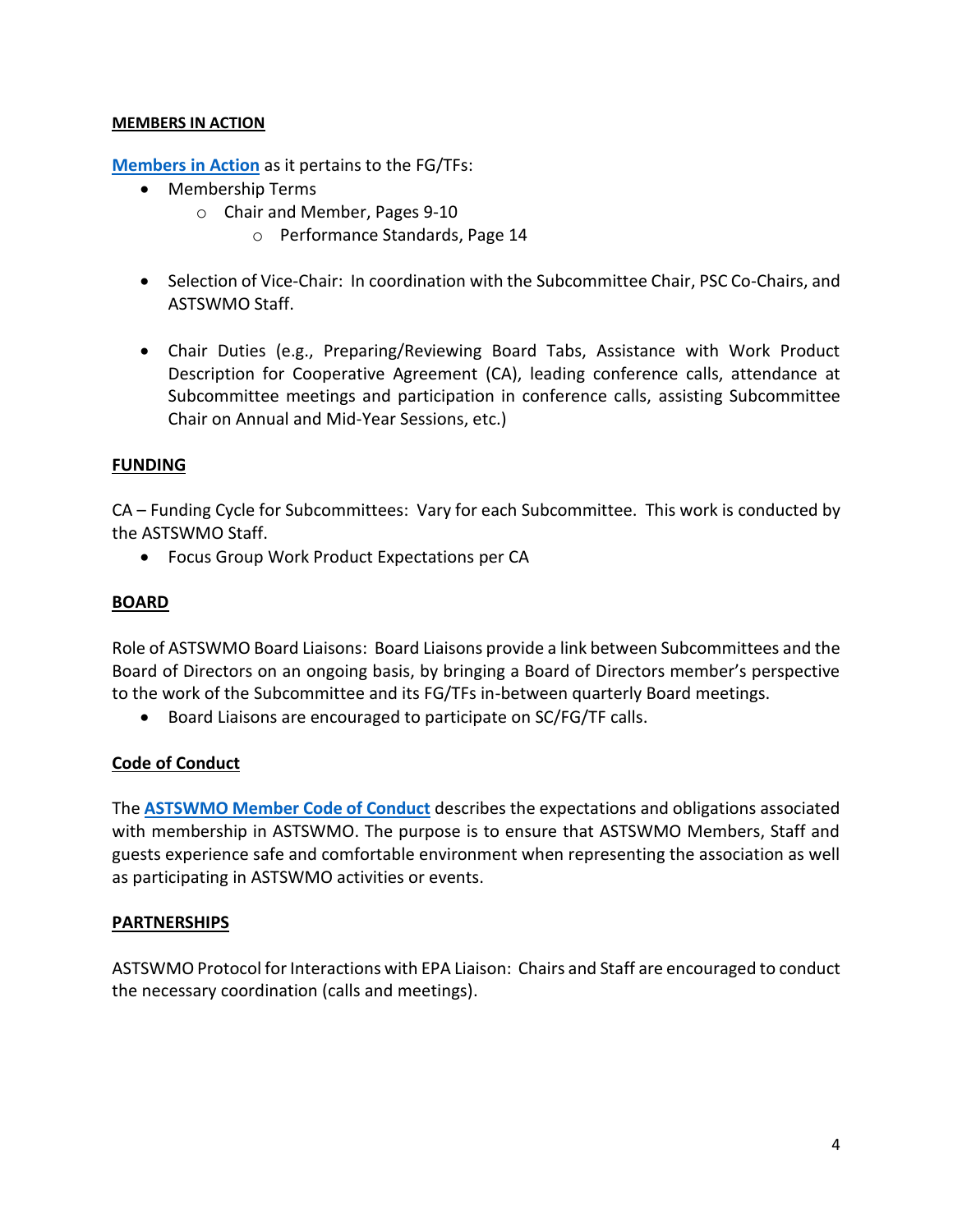**MEMBERS IN ACTION**

**Members in Action** as it pertains to the FG/TFs:

- Membership Terms
  - Chair and Member, Pages 9-10
    - Performance Standards, Page 14

- Selection of Vice-Chair: In coordination with the Subcommittee Chair, PSC Co-Chairs, and ASTSWMO Staff.

- Chair Duties (e.g., Preparing/Reviewing Board Tabs, Assistance with Work Product Description for Cooperative Agreement (CA), leading conference calls, attendance at Subcommittee meetings and participation in conference calls, assisting Subcommittee Chair on Annual and Mid-Year Sessions, etc.)

**FUNDING**

CA – Funding Cycle for Subcommittees: Vary for each Subcommittee. This work is conducted by the ASTSWMO Staff.

- Focus Group Work Product Expectations per CA

**BOARD**

Role of ASTSWMO Board Liaisons: Board Liaisons provide a link between Subcommittees and the Board of Directors on an ongoing basis, by bringing a Board of Directors member's perspective to the work of the Subcommittee and its FG/TFs in-between quarterly Board meetings.

- Board Liaisons are encouraged to participate on SC/FG/TF calls.

**Code of Conduct**

The **ASTSWMO Member Code of Conduct** describes the expectations and obligations associated with membership in ASTSWMO. The purpose is to ensure that ASTSWMO Members, Staff and guests experience safe and comfortable environment when representing the association as well as participating in ASTSWMO activities or events.

**PARTNERSHIPS**

ASTSWMO Protocol for Interactions with EPA Liaison: Chairs and Staff are encouraged to conduct the necessary coordination (calls and meetings).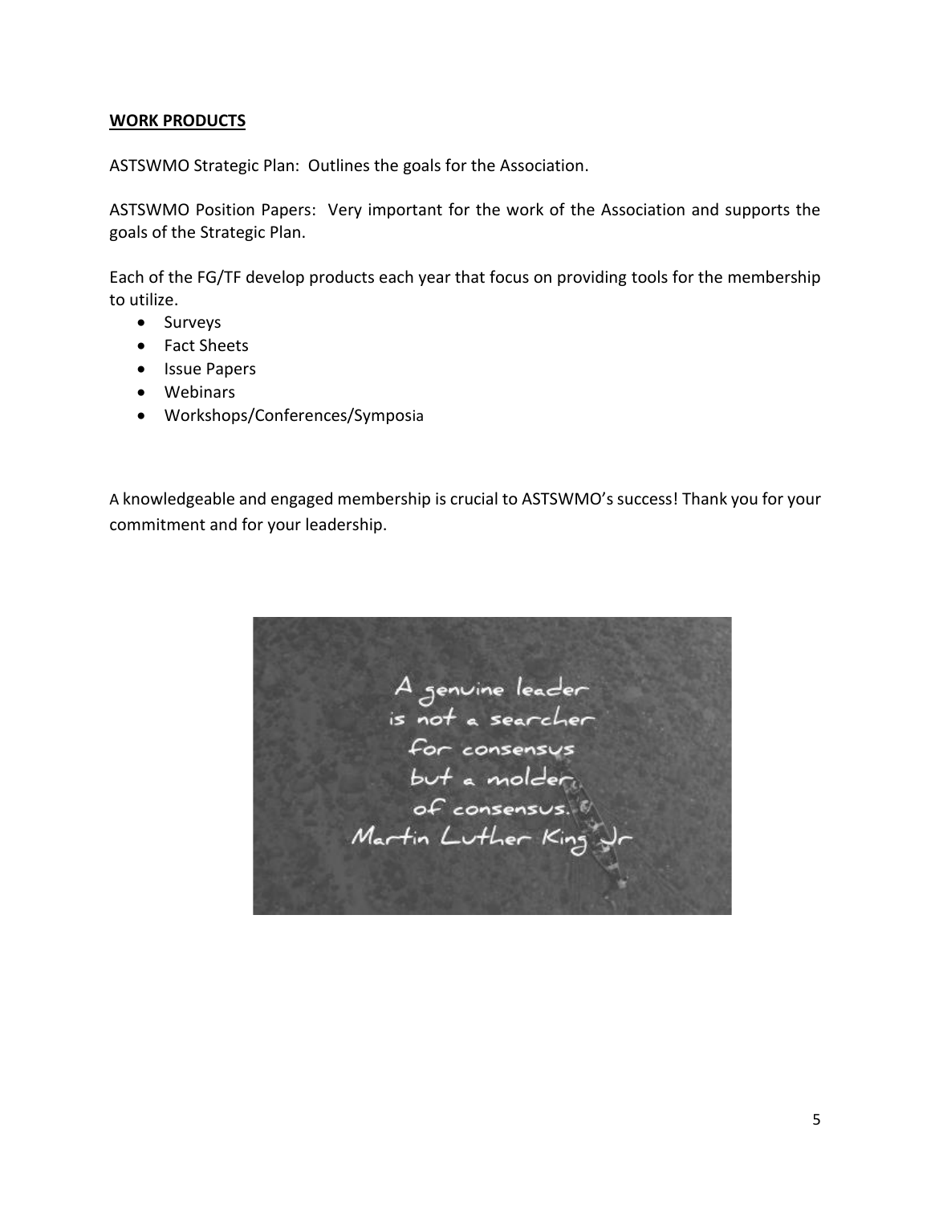**WORK PRODUCTS**

ASTSWMO Strategic Plan: Outlines the goals for the Association.

ASTSWMO Position Papers: Very important for the work of the Association and supports the goals of the Strategic Plan.

Each of the FG/TF develop products each year that focus on providing tools for the membership to utilize.

- Surveys
- Fact Sheets
- Issue Papers
- Webinars
- Workshops/Conferences/Symposia

A knowledgeable and engaged membership is crucial to ASTSWMO's success! Thank you for your commitment and for your leadership.

A genuine leader is not a searcher for consensus but a molder of consensus.
Martin Luther King Jr